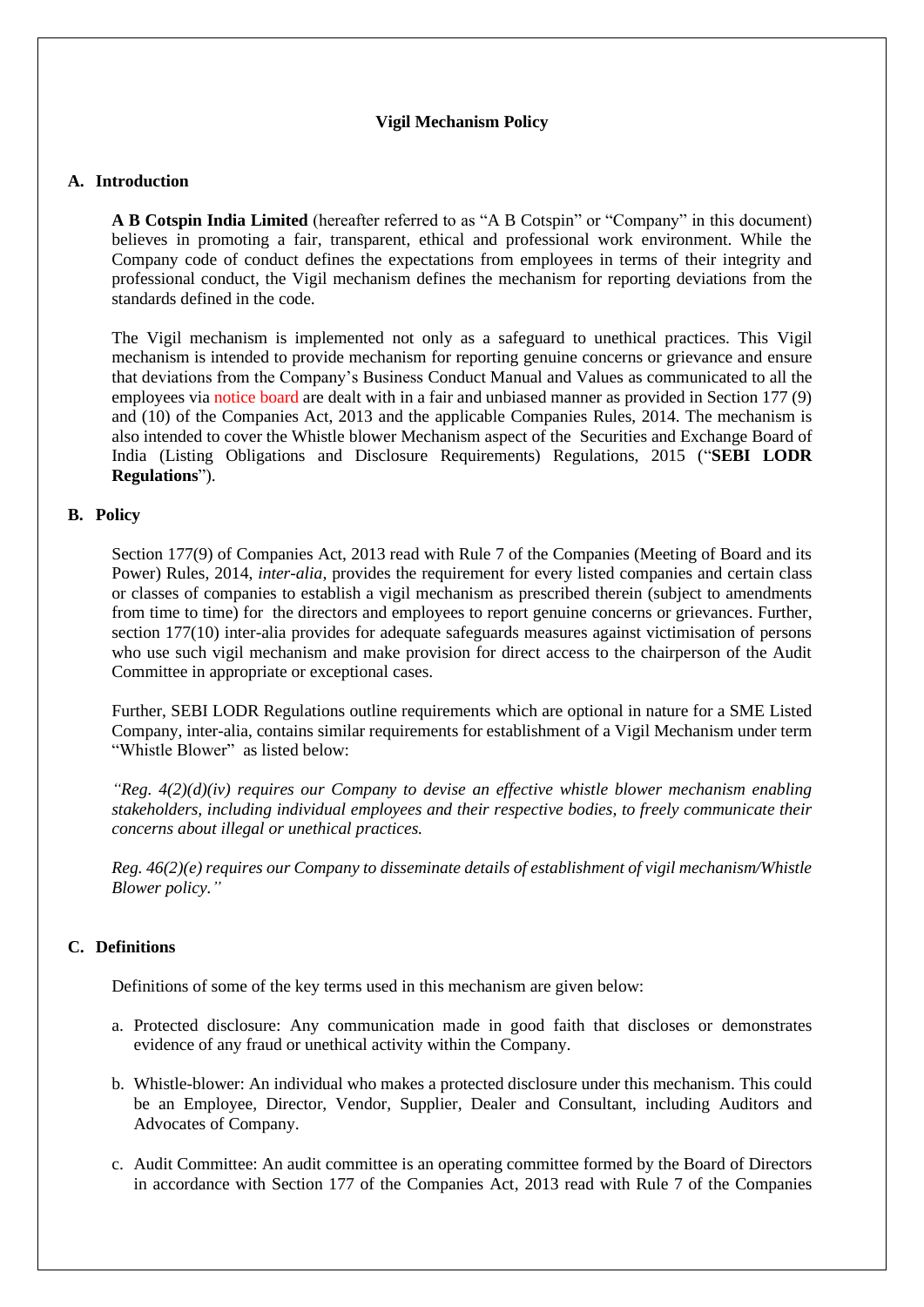# Vigil Mechanism Policy

## A. Introduction

**A B Cotspin India Limited** (hereafter referred to as "A B Cotspin" or "Company" in this document) believes in promoting a fair, transparent, ethical and professional work environment. While the Company code of conduct defines the expectations from employees in terms of their integrity and professional conduct, the Vigil mechanism defines the mechanism for reporting deviations from the standards defined in the code.

The Vigil mechanism is implemented not only as a safeguard to unethical practices. This Vigil mechanism is intended to provide mechanism for reporting genuine concerns or grievance and ensure that deviations from the Company's Business Conduct Manual and Values as communicated to all the employees via notice board are dealt with in a fair and unbiased manner as provided in Section 177 (9) and (10) of the Companies Act, 2013 and the applicable Companies Rules, 2014. The mechanism is also intended to cover the Whistle blower Mechanism aspect of the Securities and Exchange Board of India (Listing Obligations and Disclosure Requirements) Regulations, 2015 ("**SEBI LODR Regulations**").

## B. Policy

Section 177(9) of Companies Act, 2013 read with Rule 7 of the Companies (Meeting of Board and its Power) Rules, 2014, *inter-alia,* provides the requirement for every listed companies and certain class or classes of companies to establish a vigil mechanism as prescribed therein (subject to amendments from time to time) for the directors and employees to report genuine concerns or grievances. Further, section 177(10) inter-alia provides for adequate safeguards measures against victimisation of persons who use such vigil mechanism and make provision for direct access to the chairperson of the Audit Committee in appropriate or exceptional cases.

Further, SEBI LODR Regulations outline requirements which are optional in nature for a SME Listed Company, inter-alia, contains similar requirements for establishment of a Vigil Mechanism under term "Whistle Blower" as listed below:

*"Reg. 4(2)(d)(iv) requires our Company to devise an effective whistle blower mechanism enabling stakeholders, including individual employees and their respective bodies, to freely communicate their concerns about illegal or unethical practices.*

*Reg. 46(2)(e) requires our Company to disseminate details of establishment of vigil mechanism/Whistle Blower policy."*

## C. Definitions

Definitions of some of the key terms used in this mechanism are given below:

a. Protected disclosure: Any communication made in good faith that discloses or demonstrates evidence of any fraud or unethical activity within the Company.

b. Whistle-blower: An individual who makes a protected disclosure under this mechanism. This could be an Employee, Director, Vendor, Supplier, Dealer and Consultant, including Auditors and Advocates of Company.

c. Audit Committee: An audit committee is an operating committee formed by the Board of Directors in accordance with Section 177 of the Companies Act, 2013 read with Rule 7 of the Companies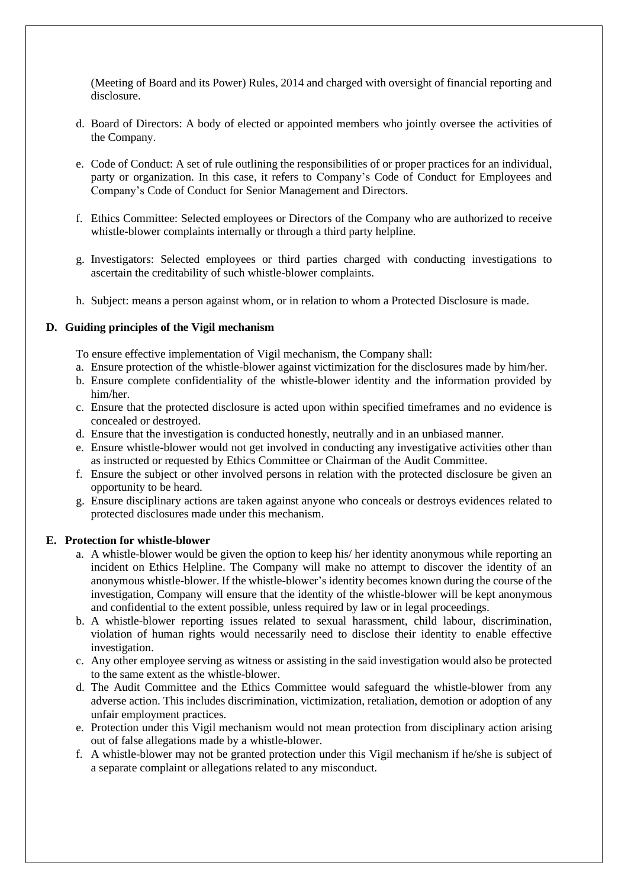(Meeting of Board and its Power) Rules, 2014 and charged with oversight of financial reporting and disclosure.

d. Board of Directors: A body of elected or appointed members who jointly oversee the activities of the Company.

e. Code of Conduct: A set of rule outlining the responsibilities of or proper practices for an individual, party or organization. In this case, it refers to Company's Code of Conduct for Employees and Company's Code of Conduct for Senior Management and Directors.

f. Ethics Committee: Selected employees or Directors of the Company who are authorized to receive whistle-blower complaints internally or through a third party helpline.

g. Investigators: Selected employees or third parties charged with conducting investigations to ascertain the creditability of such whistle-blower complaints.

h. Subject: means a person against whom, or in relation to whom a Protected Disclosure is made.

## D. Guiding principles of the Vigil mechanism

To ensure effective implementation of Vigil mechanism, the Company shall:

a. Ensure protection of the whistle-blower against victimization for the disclosures made by him/her.
b. Ensure complete confidentiality of the whistle-blower identity and the information provided by him/her.
c. Ensure that the protected disclosure is acted upon within specified timeframes and no evidence is concealed or destroyed.
d. Ensure that the investigation is conducted honestly, neutrally and in an unbiased manner.
e. Ensure whistle-blower would not get involved in conducting any investigative activities other than as instructed or requested by Ethics Committee or Chairman of the Audit Committee.
f. Ensure the subject or other involved persons in relation with the protected disclosure be given an opportunity to be heard.
g. Ensure disciplinary actions are taken against anyone who conceals or destroys evidences related to protected disclosures made under this mechanism.

## E. Protection for whistle-blower

a. A whistle-blower would be given the option to keep his/ her identity anonymous while reporting an incident on Ethics Helpline. The Company will make no attempt to discover the identity of an anonymous whistle-blower. If the whistle-blower's identity becomes known during the course of the investigation, Company will ensure that the identity of the whistle-blower will be kept anonymous and confidential to the extent possible, unless required by law or in legal proceedings.
b. A whistle-blower reporting issues related to sexual harassment, child labour, discrimination, violation of human rights would necessarily need to disclose their identity to enable effective investigation.
c. Any other employee serving as witness or assisting in the said investigation would also be protected to the same extent as the whistle-blower.
d. The Audit Committee and the Ethics Committee would safeguard the whistle-blower from any adverse action. This includes discrimination, victimization, retaliation, demotion or adoption of any unfair employment practices.
e. Protection under this Vigil mechanism would not mean protection from disciplinary action arising out of false allegations made by a whistle-blower.
f. A whistle-blower may not be granted protection under this Vigil mechanism if he/she is subject of a separate complaint or allegations related to any misconduct.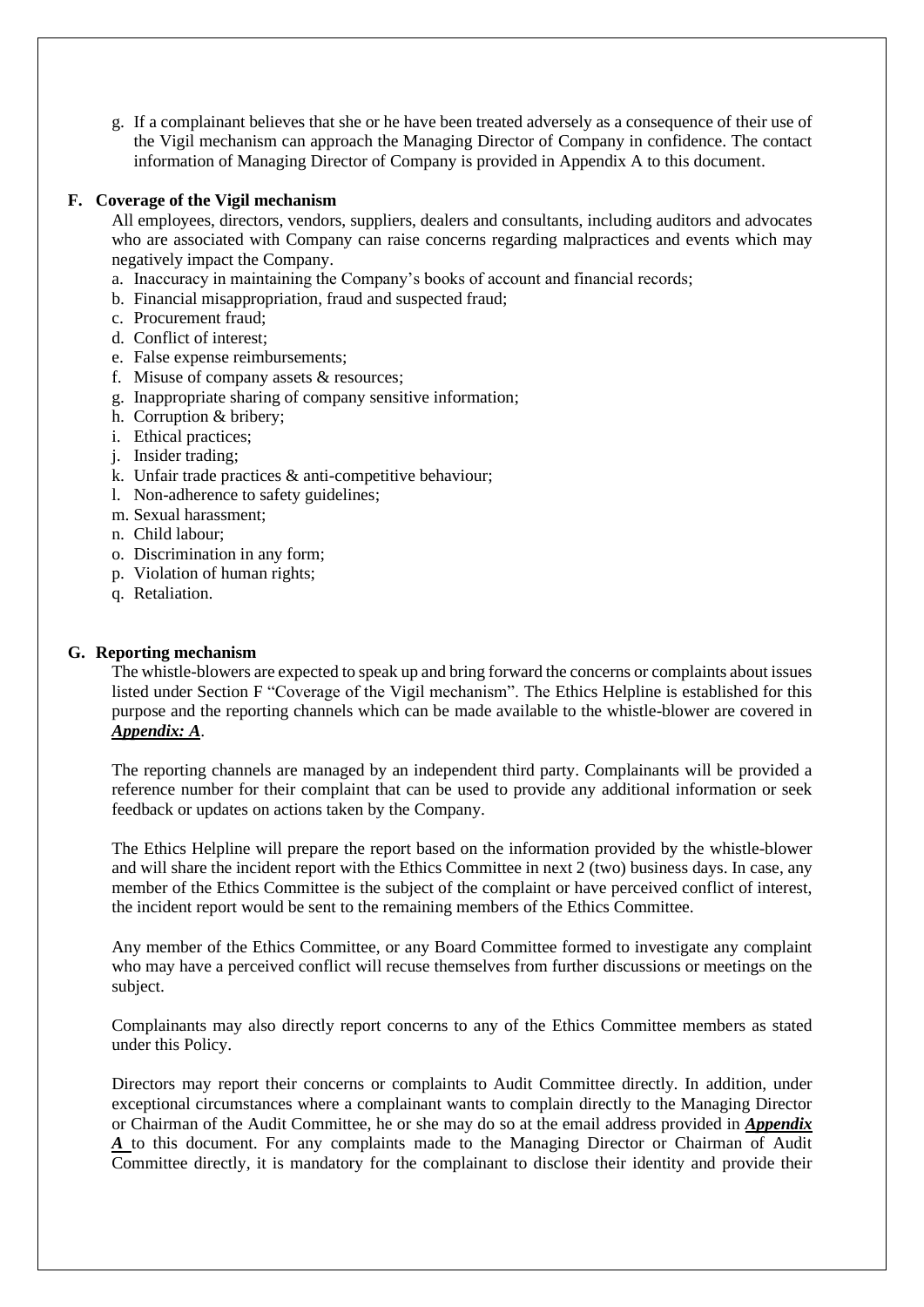g. If a complainant believes that she or he have been treated adversely as a consequence of their use of the Vigil mechanism can approach the Managing Director of Company in confidence. The contact information of Managing Director of Company is provided in Appendix A to this document.

## F. Coverage of the Vigil mechanism

All employees, directors, vendors, suppliers, dealers and consultants, including auditors and advocates who are associated with Company can raise concerns regarding malpractices and events which may negatively impact the Company.

a. Inaccuracy in maintaining the Company's books of account and financial records;
b. Financial misappropriation, fraud and suspected fraud;
c. Procurement fraud;
d. Conflict of interest;
e. False expense reimbursements;
f. Misuse of company assets & resources;
g. Inappropriate sharing of company sensitive information;
h. Corruption & bribery;
i. Ethical practices;
j. Insider trading;
k. Unfair trade practices & anti-competitive behaviour;
l. Non-adherence to safety guidelines;
m. Sexual harassment;
n. Child labour;
o. Discrimination in any form;
p. Violation of human rights;
q. Retaliation.

## G. Reporting mechanism

The whistle-blowers are expected to speak up and bring forward the concerns or complaints about issues listed under Section F "Coverage of the Vigil mechanism". The Ethics Helpline is established for this purpose and the reporting channels which can be made available to the whistle-blower are covered in ***Appendix: A***.

The reporting channels are managed by an independent third party. Complainants will be provided a reference number for their complaint that can be used to provide any additional information or seek feedback or updates on actions taken by the Company.

The Ethics Helpline will prepare the report based on the information provided by the whistle-blower and will share the incident report with the Ethics Committee in next 2 (two) business days. In case, any member of the Ethics Committee is the subject of the complaint or have perceived conflict of interest, the incident report would be sent to the remaining members of the Ethics Committee.

Any member of the Ethics Committee, or any Board Committee formed to investigate any complaint who may have a perceived conflict will recuse themselves from further discussions or meetings on the subject.

Complainants may also directly report concerns to any of the Ethics Committee members as stated under this Policy.

Directors may report their concerns or complaints to Audit Committee directly. In addition, under exceptional circumstances where a complainant wants to complain directly to the Managing Director or Chairman of the Audit Committee, he or she may do so at the email address provided in ***Appendix A*** to this document. For any complaints made to the Managing Director or Chairman of Audit Committee directly, it is mandatory for the complainant to disclose their identity and provide their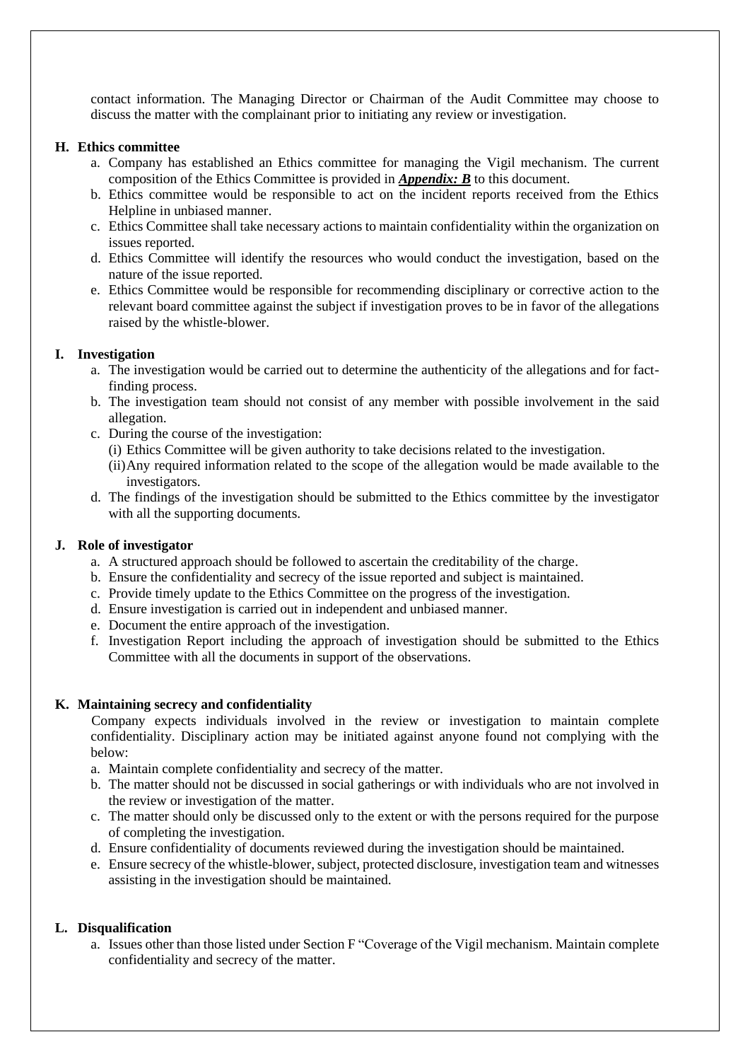contact information. The Managing Director or Chairman of the Audit Committee may choose to discuss the matter with the complainant prior to initiating any review or investigation.

### H. Ethics committee

a. Company has established an Ethics committee for managing the Vigil mechanism. The current composition of the Ethics Committee is provided in ***Appendix: B*** to this document.
b. Ethics committee would be responsible to act on the incident reports received from the Ethics Helpline in unbiased manner.
c. Ethics Committee shall take necessary actions to maintain confidentiality within the organization on issues reported.
d. Ethics Committee will identify the resources who would conduct the investigation, based on the nature of the issue reported.
e. Ethics Committee would be responsible for recommending disciplinary or corrective action to the relevant board committee against the subject if investigation proves to be in favor of the allegations raised by the whistle-blower.

### I. Investigation

a. The investigation would be carried out to determine the authenticity of the allegations and for fact-finding process.
b. The investigation team should not consist of any member with possible involvement in the said allegation.
c. During the course of the investigation:
   (i) Ethics Committee will be given authority to take decisions related to the investigation.
   (ii) Any required information related to the scope of the allegation would be made available to the investigators.
d. The findings of the investigation should be submitted to the Ethics committee by the investigator with all the supporting documents.

### J. Role of investigator

a. A structured approach should be followed to ascertain the creditability of the charge.
b. Ensure the confidentiality and secrecy of the issue reported and subject is maintained.
c. Provide timely update to the Ethics Committee on the progress of the investigation.
d. Ensure investigation is carried out in independent and unbiased manner.
e. Document the entire approach of the investigation.
f. Investigation Report including the approach of investigation should be submitted to the Ethics Committee with all the documents in support of the observations.

### K. Maintaining secrecy and confidentiality

Company expects individuals involved in the review or investigation to maintain complete confidentiality. Disciplinary action may be initiated against anyone found not complying with the below:

a. Maintain complete confidentiality and secrecy of the matter.
b. The matter should not be discussed in social gatherings or with individuals who are not involved in the review or investigation of the matter.
c. The matter should only be discussed only to the extent or with the persons required for the purpose of completing the investigation.
d. Ensure confidentiality of documents reviewed during the investigation should be maintained.
e. Ensure secrecy of the whistle-blower, subject, protected disclosure, investigation team and witnesses assisting in the investigation should be maintained.

### L. Disqualification

a. Issues other than those listed under Section F "Coverage of the Vigil mechanism. Maintain complete confidentiality and secrecy of the matter.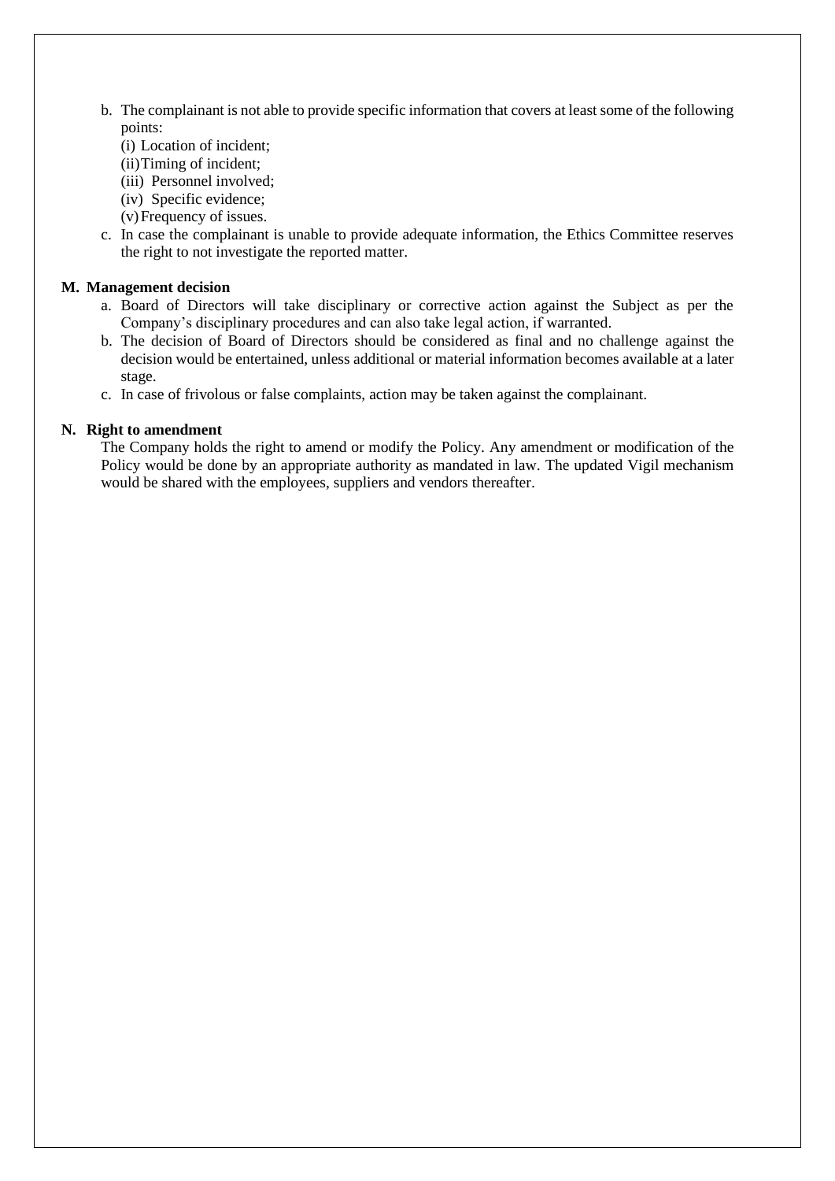b. The complainant is not able to provide specific information that covers at least some of the following points:
   (i) Location of incident;
   (ii) Timing of incident;
   (iii) Personnel involved;
   (iv) Specific evidence;
   (v) Frequency of issues.
c. In case the complainant is unable to provide adequate information, the Ethics Committee reserves the right to not investigate the reported matter.

### M. Management decision

a. Board of Directors will take disciplinary or corrective action against the Subject as per the Company's disciplinary procedures and can also take legal action, if warranted.
b. The decision of Board of Directors should be considered as final and no challenge against the decision would be entertained, unless additional or material information becomes available at a later stage.
c. In case of frivolous or false complaints, action may be taken against the complainant.

### N. Right to amendment

The Company holds the right to amend or modify the Policy. Any amendment or modification of the Policy would be done by an appropriate authority as mandated in law. The updated Vigil mechanism would be shared with the employees, suppliers and vendors thereafter.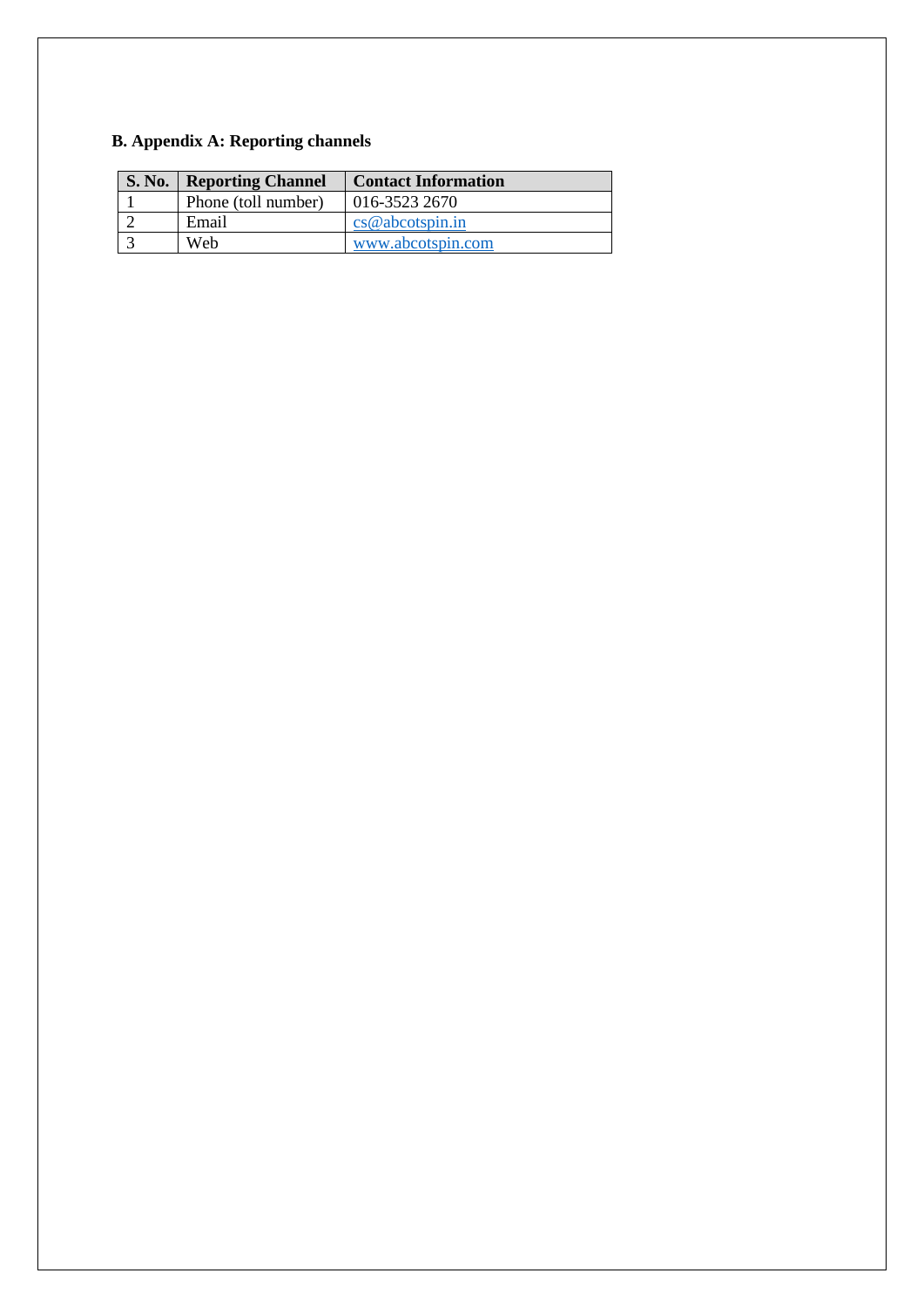## B. Appendix A: Reporting channels

| S. No. | Reporting Channel | Contact Information |
| --- | --- | --- |
| 1 | Phone (toll number) | 016-3523 2670 |
| 2 | Email | cs@abcotspin.in |
| 3 | Web | www.abcotspin.com |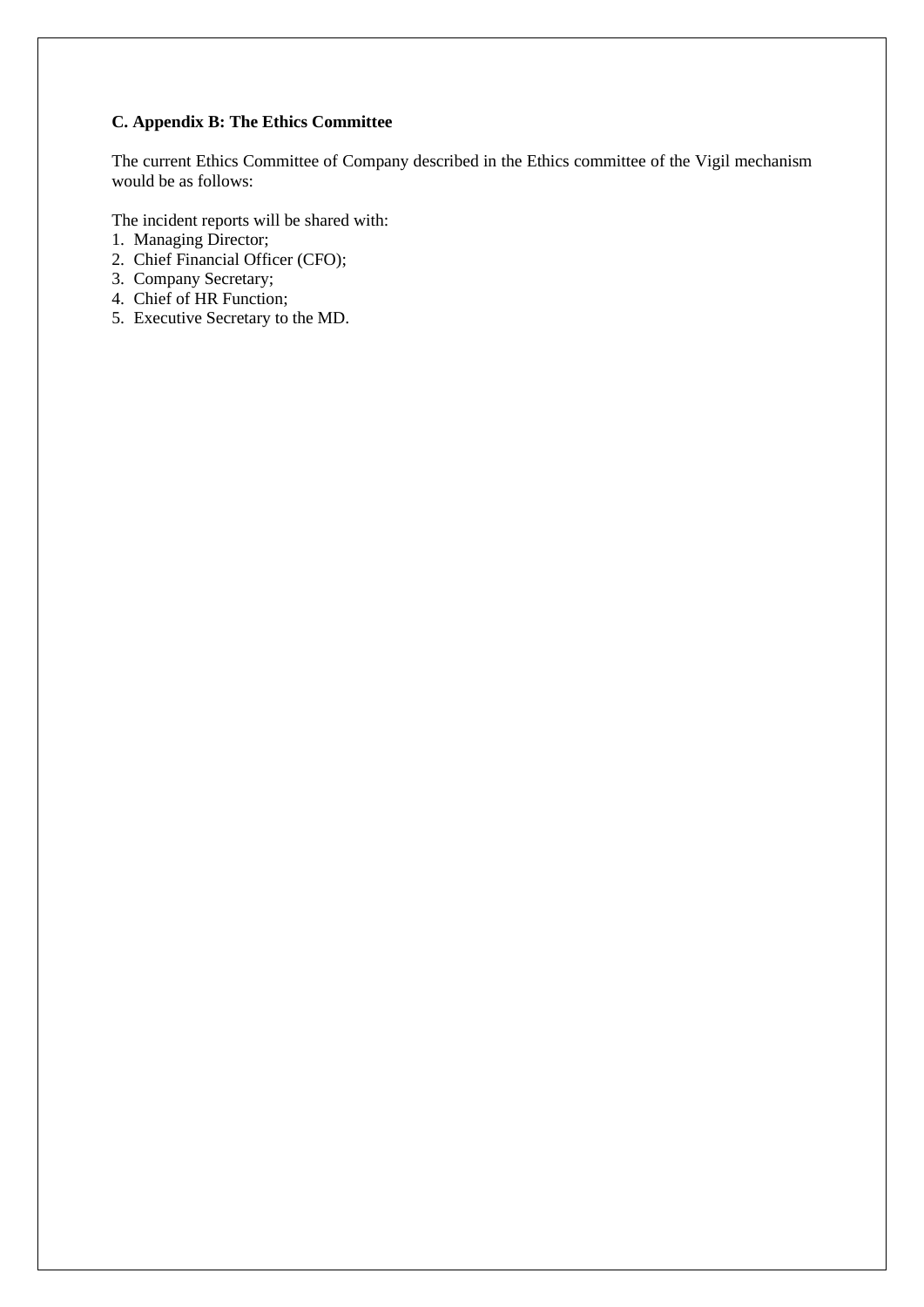### C. Appendix B: The Ethics Committee

The current Ethics Committee of Company described in the Ethics committee of the Vigil mechanism would be as follows:

The incident reports will be shared with:

1. Managing Director;
2. Chief Financial Officer (CFO);
3. Company Secretary;
4. Chief of HR Function;
5. Executive Secretary to the MD.